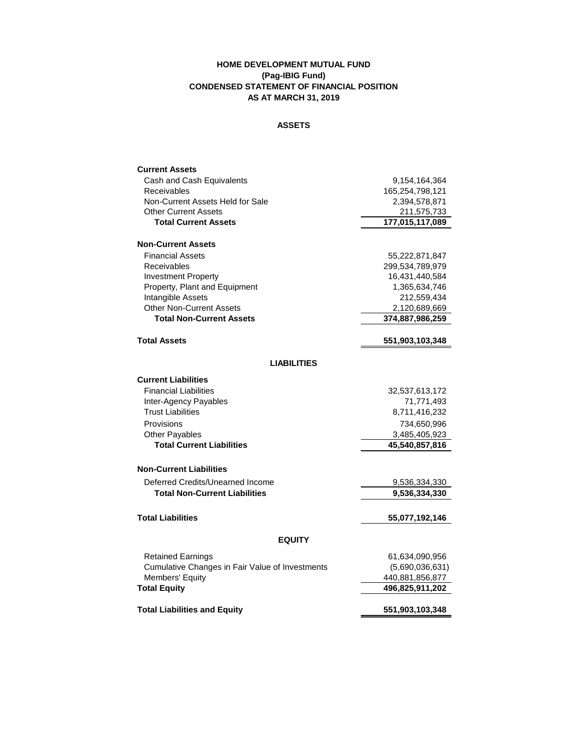# HOME DEVELOPMENT MUTUAL FUND
## (Pag-IBIG Fund)
## CONDENSED STATEMENT OF FINANCIAL POSITION
## AS AT MARCH 31, 2019

### ASSETS

| | |
|---|---:|
| **Current Assets** | |
| Cash and Cash Equivalents | 9,154,164,364 |
| Receivables | 165,254,798,121 |
| Non-Current Assets Held for Sale | 2,394,578,871 |
| Other Current Assets | 211,575,733 |
| **Total Current Assets** | **177,015,117,089** |
| | |
| **Non-Current Assets** | |
| Financial Assets | 55,222,871,847 |
| Receivables | 299,534,789,979 |
| Investment Property | 16,431,440,584 |
| Property, Plant and Equipment | 1,365,634,746 |
| Intangible Assets | 212,559,434 |
| Other Non-Current Assets | 2,120,689,669 |
| **Total Non-Current Assets** | **374,887,986,259** |
| | |
| **Total Assets** | **551,903,103,348** |

### LIABILITIES

| | |
|---|---:|
| **Current Liabilities** | |
| Financial Liabilities | 32,537,613,172 |
| Inter-Agency Payables | 71,771,493 |
| Trust Liabilities | 8,711,416,232 |
| Provisions | 734,650,996 |
| Other Payables | 3,485,405,923 |
| **Total Current Liabilities** | **45,540,857,816** |
| | |
| **Non-Current Liabilities** | |
| Deferred Credits/Unearned Income | 9,536,334,330 |
| **Total Non-Current Liabilities** | **9,536,334,330** |
| | |
| **Total Liabilities** | **55,077,192,146** |

### EQUITY

| | |
|---|---:|
| Retained Earnings | 61,634,090,956 |
| Cumulative Changes in Fair Value of Investments | (5,690,036,631) |
| Members' Equity | 440,881,856,877 |
| **Total Equity** | **496,825,911,202** |
| | |
| **Total Liabilities and Equity** | **551,903,103,348** |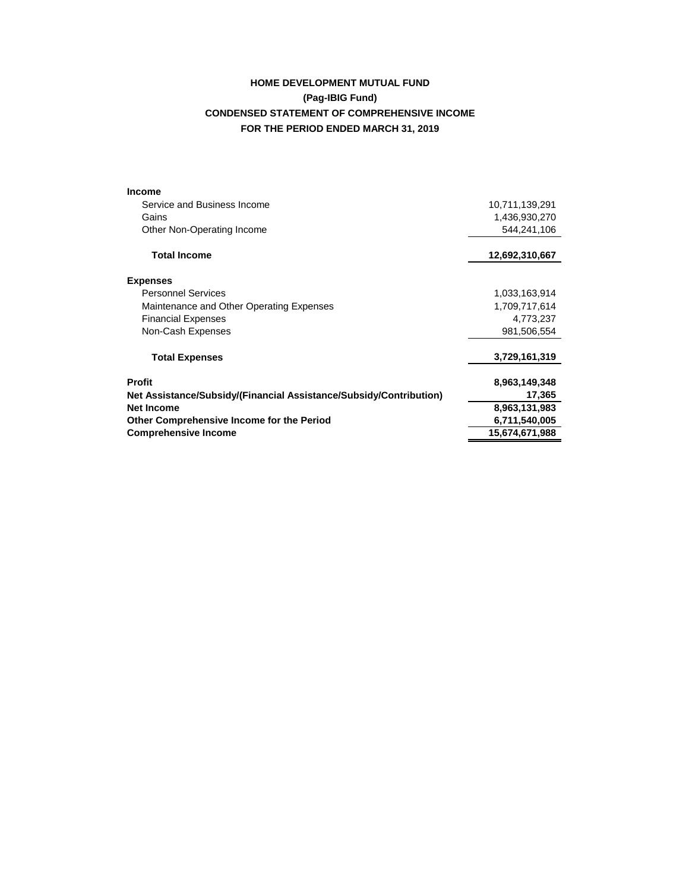# HOME DEVELOPMENT MUTUAL FUND
## (Pag-IBIG Fund)
## CONDENSED STATEMENT OF COMPREHENSIVE INCOME
## FOR THE PERIOD ENDED MARCH 31, 2019

| | |
|---|---:|
| **Income** | |
| Service and Business Income | 10,711,139,291 |
| Gains | 1,436,930,270 |
| Other Non-Operating Income | 544,241,106 |
| **Total Income** | **12,692,310,667** |
| **Expenses** | |
| Personnel Services | 1,033,163,914 |
| Maintenance and Other Operating Expenses | 1,709,717,614 |
| Financial Expenses | 4,773,237 |
| Non-Cash Expenses | 981,506,554 |
| **Total Expenses** | **3,729,161,319** |
| **Profit** | **8,963,149,348** |
| **Net Assistance/Subsidy/(Financial Assistance/Subsidy/Contribution)** | **17,365** |
| **Net Income** | **8,963,131,983** |
| **Other Comprehensive Income for the Period** | **6,711,540,005** |
| **Comprehensive Income** | **15,674,671,988** |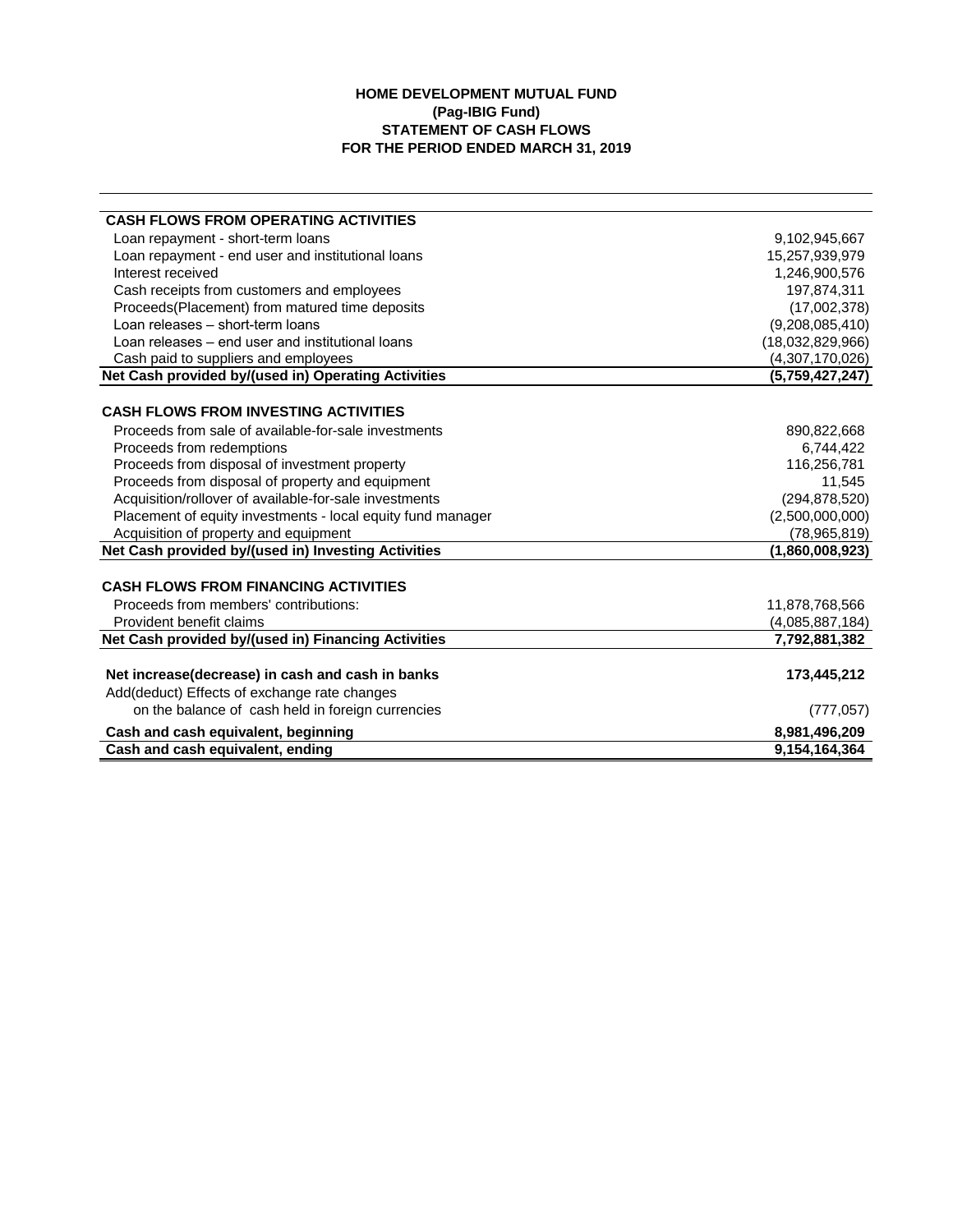**HOME DEVELOPMENT MUTUAL FUND**
**(Pag-IBIG Fund)**
**STATEMENT OF CASH FLOWS**
**FOR THE PERIOD ENDED MARCH 31, 2019**

| | |
|---|---:|
| **CASH FLOWS FROM OPERATING ACTIVITIES** | |
| Loan repayment - short-term loans | 9,102,945,667 |
| Loan repayment - end user and institutional loans | 15,257,939,979 |
| Interest received | 1,246,900,576 |
| Cash receipts from customers and employees | 197,874,311 |
| Proceeds(Placement) from matured time deposits | (17,002,378) |
| Loan releases – short-term loans | (9,208,085,410) |
| Loan releases – end user and institutional loans | (18,032,829,966) |
| Cash paid to suppliers and employees | (4,307,170,026) |
| **Net Cash provided by/(used in) Operating Activities** | **(5,759,427,247)** |
| | |
| **CASH FLOWS FROM INVESTING ACTIVITIES** | |
| Proceeds from sale of available-for-sale investments | 890,822,668 |
| Proceeds from redemptions | 6,744,422 |
| Proceeds from disposal of investment property | 116,256,781 |
| Proceeds from disposal of property and equipment | 11,545 |
| Acquisition/rollover of available-for-sale investments | (294,878,520) |
| Placement of equity investments - local equity fund manager | (2,500,000,000) |
| Acquisition of property and equipment | (78,965,819) |
| **Net Cash provided by/(used in) Investing Activities** | **(1,860,008,923)** |
| | |
| **CASH FLOWS FROM FINANCING ACTIVITIES** | |
| Proceeds from members' contributions: | 11,878,768,566 |
| Provident benefit claims | (4,085,887,184) |
| **Net Cash provided by/(used in) Financing Activities** | **7,792,881,382** |
| | |
| **Net increase(decrease) in cash and cash in banks** | **173,445,212** |
| Add(deduct) Effects of exchange rate changes on the balance of cash held in foreign currencies | (777,057) |
| **Cash and cash equivalent, beginning** | **8,981,496,209** |
| **Cash and cash equivalent, ending** | **9,154,164,364** |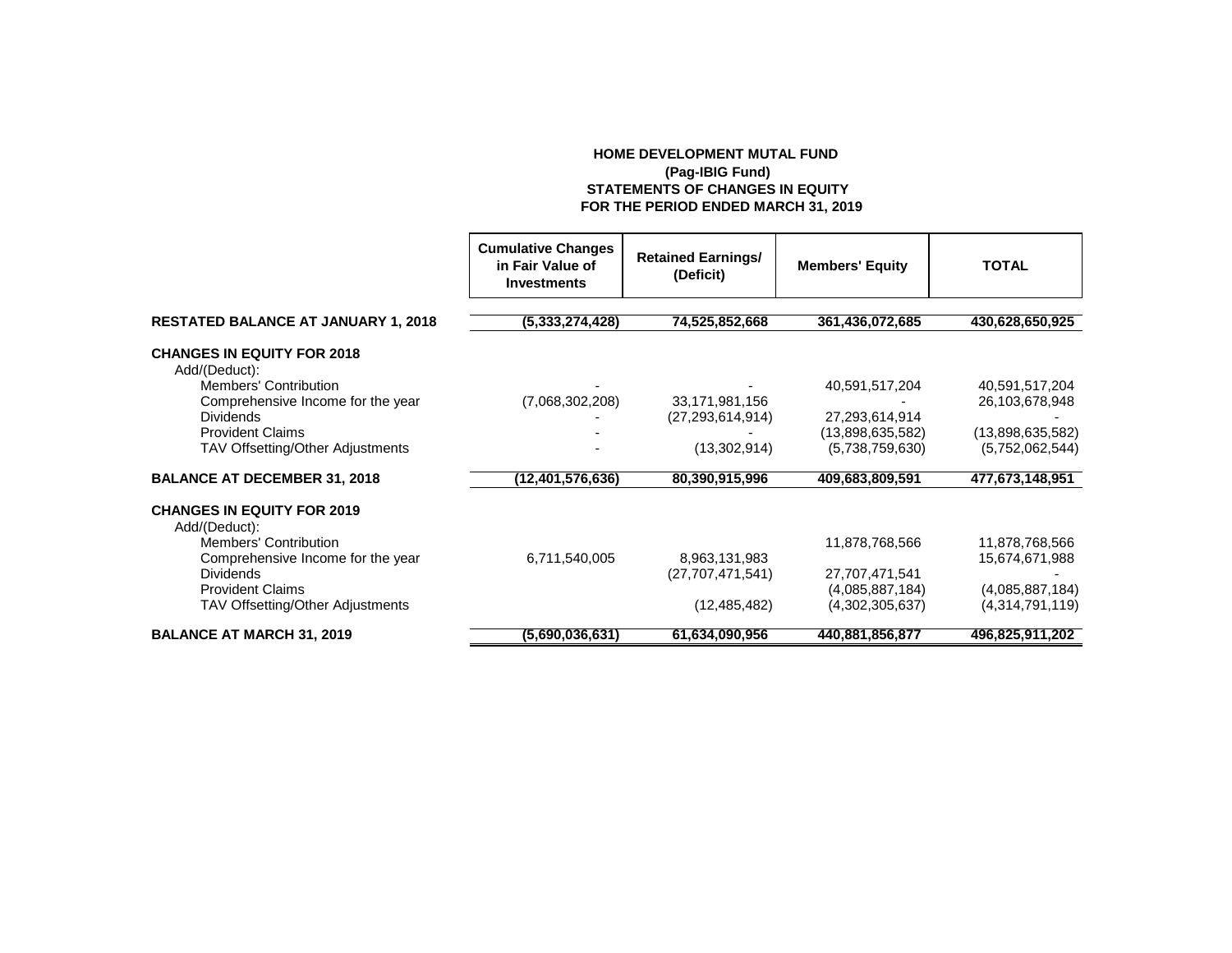**HOME DEVELOPMENT MUTAL FUND**
**(Pag-IBIG Fund)**
**STATEMENTS OF CHANGES IN EQUITY**
**FOR THE PERIOD ENDED MARCH 31, 2019**

| | Cumulative Changes in Fair Value of Investments | Retained Earnings/ (Deficit) | Members' Equity | TOTAL |
|---|---|---|---|---|
| **RESTATED BALANCE AT JANUARY 1, 2018** | **(5,333,274,428)** | **74,525,852,668** | **361,436,072,685** | **430,628,650,925** |
| **CHANGES IN EQUITY FOR 2018** | | | | |
| Add/(Deduct): | | | | |
| Members' Contribution | - | - | 40,591,517,204 | 40,591,517,204 |
| Comprehensive Income for the year | (7,068,302,208) | 33,171,981,156 | - | 26,103,678,948 |
| Dividends | - | (27,293,614,914) | 27,293,614,914 | - |
| Provident Claims | - | - | (13,898,635,582) | (13,898,635,582) |
| TAV Offsetting/Other Adjustments | - | (13,302,914) | (5,738,759,630) | (5,752,062,544) |
| **BALANCE AT DECEMBER 31, 2018** | **(12,401,576,636)** | **80,390,915,996** | **409,683,809,591** | **477,673,148,951** |
| **CHANGES IN EQUITY FOR 2019** | | | | |
| Add/(Deduct): | | | | |
| Members' Contribution | | | 11,878,768,566 | 11,878,768,566 |
| Comprehensive Income for the year | 6,711,540,005 | 8,963,131,983 | | 15,674,671,988 |
| Dividends | | (27,707,471,541) | 27,707,471,541 | - |
| Provident Claims | | | (4,085,887,184) | (4,085,887,184) |
| TAV Offsetting/Other Adjustments | | (12,485,482) | (4,302,305,637) | (4,314,791,119) |
| **BALANCE AT MARCH 31, 2019** | **(5,690,036,631)** | **61,634,090,956** | **440,881,856,877** | **496,825,911,202** |